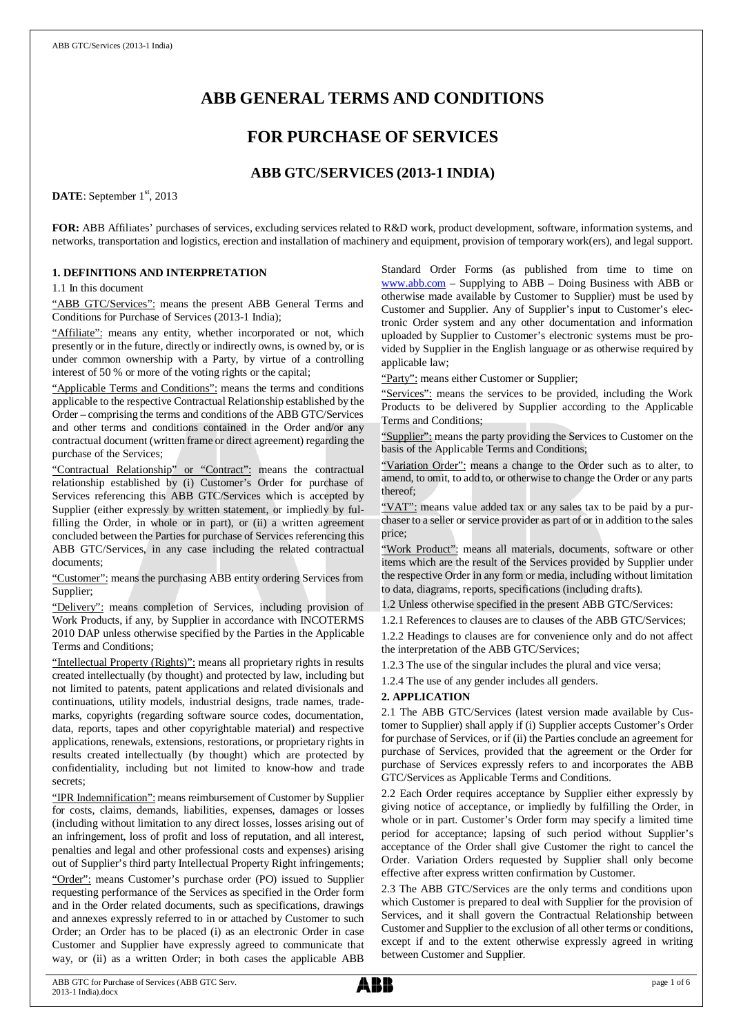# ABB GENERAL TERMS AND CONDITIONS

## FOR PURCHASE OF SERVICES

### ABB GTC/SERVICES (2013-1 INDIA)

**DATE**: September 1st, 2013

**FOR:** ABB Affiliates' purchases of services, excluding services related to R&D work, product development, software, information systems, and networks, transportation and logistics, erection and installation of machinery and equipment, provision of temporary work(ers), and legal support.

**1. DEFINITIONS AND INTERPRETATION**

1.1 In this document

"ABB GTC/Services": means the present ABB General Terms and Conditions for Purchase of Services (2013-1 India);

"Affiliate": means any entity, whether incorporated or not, which presently or in the future, directly or indirectly owns, is owned by, or is under common ownership with a Party, by virtue of a controlling interest of 50 % or more of the voting rights or the capital;

"Applicable Terms and Conditions": means the terms and conditions applicable to the respective Contractual Relationship established by the Order – comprising the terms and conditions of the ABB GTC/Services and other terms and conditions contained in the Order and/or any contractual document (written frame or direct agreement) regarding the purchase of the Services;

"Contractual Relationship" or "Contract": means the contractual relationship established by (i) Customer's Order for purchase of Services referencing this ABB GTC/Services which is accepted by Supplier (either expressly by written statement, or impliedly by fulfilling the Order, in whole or in part), or (ii) a written agreement concluded between the Parties for purchase of Services referencing this ABB GTC/Services, in any case including the related contractual documents;

"Customer": means the purchasing ABB entity ordering Services from Supplier;

"Delivery": means completion of Services, including provision of Work Products, if any, by Supplier in accordance with INCOTERMS 2010 DAP unless otherwise specified by the Parties in the Applicable Terms and Conditions;

"Intellectual Property (Rights)": means all proprietary rights in results created intellectually (by thought) and protected by law, including but not limited to patents, patent applications and related divisionals and continuations, utility models, industrial designs, trade names, trademarks, copyrights (regarding software source codes, documentation, data, reports, tapes and other copyrightable material) and respective applications, renewals, extensions, restorations, or proprietary rights in results created intellectually (by thought) which are protected by confidentiality, including but not limited to know-how and trade secrets;

"IPR Indemnification": means reimbursement of Customer by Supplier for costs, claims, demands, liabilities, expenses, damages or losses (including without limitation to any direct losses, losses arising out of an infringement, loss of profit and loss of reputation, and all interest, penalties and legal and other professional costs and expenses) arising out of Supplier's third party Intellectual Property Right infringements;

"Order": means Customer's purchase order (PO) issued to Supplier requesting performance of the Services as specified in the Order form and in the Order related documents, such as specifications, drawings and annexes expressly referred to in or attached by Customer to such Order; an Order has to be placed (i) as an electronic Order in case Customer and Supplier have expressly agreed to communicate that way, or (ii) as a written Order; in both cases the applicable ABB Standard Order Forms (as published from time to time on www.abb.com – Supplying to ABB – Doing Business with ABB or otherwise made available by Customer to Supplier) must be used by Customer and Supplier. Any of Supplier's input to Customer's electronic Order system and any other documentation and information uploaded by Supplier to Customer's electronic systems must be provided by Supplier in the English language or as otherwise required by applicable law;

"Party": means either Customer or Supplier;

"Services": means the services to be provided, including the Work Products to be delivered by Supplier according to the Applicable Terms and Conditions;

"Supplier": means the party providing the Services to Customer on the basis of the Applicable Terms and Conditions;

"Variation Order": means a change to the Order such as to alter, to amend, to omit, to add to, or otherwise to change the Order or any parts thereof;

"VAT": means value added tax or any sales tax to be paid by a purchaser to a seller or service provider as part of or in addition to the sales price;

"Work Product": means all materials, documents, software or other items which are the result of the Services provided by Supplier under the respective Order in any form or media, including without limitation to data, diagrams, reports, specifications (including drafts).

1.2 Unless otherwise specified in the present ABB GTC/Services:

1.2.1 References to clauses are to clauses of the ABB GTC/Services;

1.2.2 Headings to clauses are for convenience only and do not affect the interpretation of the ABB GTC/Services;

1.2.3 The use of the singular includes the plural and vice versa;

1.2.4 The use of any gender includes all genders.

**2. APPLICATION**

2.1 The ABB GTC/Services (latest version made available by Customer to Supplier) shall apply if (i) Supplier accepts Customer's Order for purchase of Services, or if (ii) the Parties conclude an agreement for purchase of Services, provided that the agreement or the Order for purchase of Services expressly refers to and incorporates the ABB GTC/Services as Applicable Terms and Conditions.

2.2 Each Order requires acceptance by Supplier either expressly by giving notice of acceptance, or impliedly by fulfilling the Order, in whole or in part. Customer's Order form may specify a limited time period for acceptance; lapsing of such period without Supplier's acceptance of the Order shall give Customer the right to cancel the Order. Variation Orders requested by Supplier shall only become effective after express written confirmation by Customer.

2.3 The ABB GTC/Services are the only terms and conditions upon which Customer is prepared to deal with Supplier for the provision of Services, and it shall govern the Contractual Relationship between Customer and Supplier to the exclusion of all other terms or conditions, except if and to the extent otherwise expressly agreed in writing between Customer and Supplier.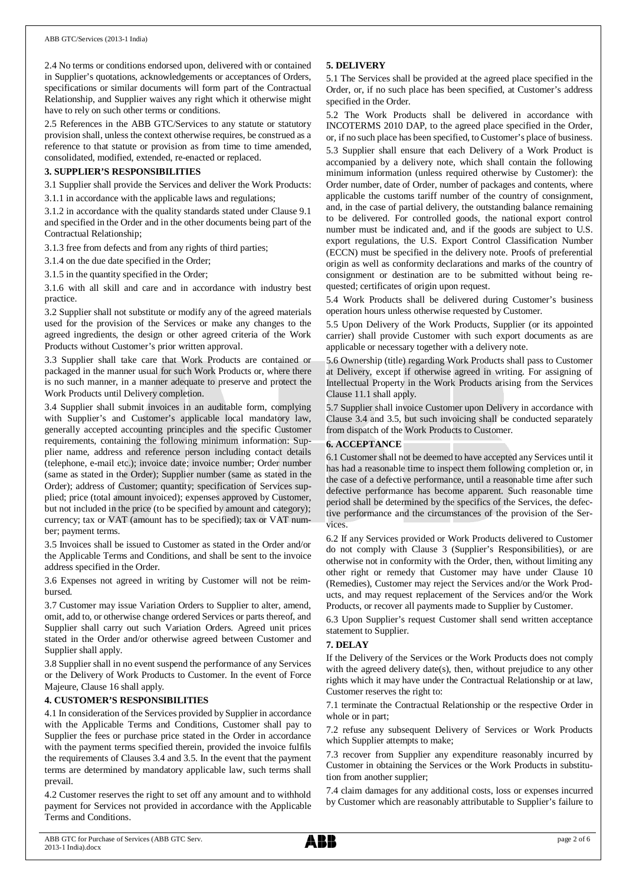2.4 No terms or conditions endorsed upon, delivered with or contained in Supplier's quotations, acknowledgements or acceptances of Orders, specifications or similar documents will form part of the Contractual Relationship, and Supplier waives any right which it otherwise might have to rely on such other terms or conditions.

2.5 References in the ABB GTC/Services to any statute or statutory provision shall, unless the context otherwise requires, be construed as a reference to that statute or provision as from time to time amended, consolidated, modified, extended, re-enacted or replaced.

**3. SUPPLIER'S RESPONSIBILITIES**

3.1 Supplier shall provide the Services and deliver the Work Products:

3.1.1 in accordance with the applicable laws and regulations;

3.1.2 in accordance with the quality standards stated under Clause 9.1 and specified in the Order and in the other documents being part of the Contractual Relationship;

3.1.3 free from defects and from any rights of third parties;

3.1.4 on the due date specified in the Order;

3.1.5 in the quantity specified in the Order;

3.1.6 with all skill and care and in accordance with industry best practice.

3.2 Supplier shall not substitute or modify any of the agreed materials used for the provision of the Services or make any changes to the agreed ingredients, the design or other agreed criteria of the Work Products without Customer's prior written approval.

3.3 Supplier shall take care that Work Products are contained or packaged in the manner usual for such Work Products or, where there is no such manner, in a manner adequate to preserve and protect the Work Products until Delivery completion.

3.4 Supplier shall submit invoices in an auditable form, complying with Supplier's and Customer's applicable local mandatory law, generally accepted accounting principles and the specific Customer requirements, containing the following minimum information: Supplier name, address and reference person including contact details (telephone, e-mail etc.); invoice date; invoice number; Order number (same as stated in the Order); Supplier number (same as stated in the Order); address of Customer; quantity; specification of Services supplied; price (total amount invoiced); expenses approved by Customer, but not included in the price (to be specified by amount and category); currency; tax or VAT (amount has to be specified); tax or VAT number; payment terms.

3.5 Invoices shall be issued to Customer as stated in the Order and/or the Applicable Terms and Conditions, and shall be sent to the invoice address specified in the Order.

3.6 Expenses not agreed in writing by Customer will not be reimbursed.

3.7 Customer may issue Variation Orders to Supplier to alter, amend, omit, add to, or otherwise change ordered Services or parts thereof, and Supplier shall carry out such Variation Orders. Agreed unit prices stated in the Order and/or otherwise agreed between Customer and Supplier shall apply.

3.8 Supplier shall in no event suspend the performance of any Services or the Delivery of Work Products to Customer. In the event of Force Majeure, Clause 16 shall apply.

**4. CUSTOMER'S RESPONSIBILITIES**

4.1 In consideration of the Services provided by Supplier in accordance with the Applicable Terms and Conditions, Customer shall pay to Supplier the fees or purchase price stated in the Order in accordance with the payment terms specified therein, provided the invoice fulfils the requirements of Clauses 3.4 and 3.5. In the event that the payment terms are determined by mandatory applicable law, such terms shall prevail.

4.2 Customer reserves the right to set off any amount and to withhold payment for Services not provided in accordance with the Applicable Terms and Conditions.

**5. DELIVERY**

5.1 The Services shall be provided at the agreed place specified in the Order, or, if no such place has been specified, at Customer's address specified in the Order.

5.2 The Work Products shall be delivered in accordance with INCOTERMS 2010 DAP, to the agreed place specified in the Order, or, if no such place has been specified, to Customer's place of business.

5.3 Supplier shall ensure that each Delivery of a Work Product is accompanied by a delivery note, which shall contain the following minimum information (unless required otherwise by Customer): the Order number, date of Order, number of packages and contents, where applicable the customs tariff number of the country of consignment, and, in the case of partial delivery, the outstanding balance remaining to be delivered. For controlled goods, the national export control number must be indicated and, and if the goods are subject to U.S. export regulations, the U.S. Export Control Classification Number (ECCN) must be specified in the delivery note. Proofs of preferential origin as well as conformity declarations and marks of the country of consignment or destination are to be submitted without being requested; certificates of origin upon request.

5.4 Work Products shall be delivered during Customer's business operation hours unless otherwise requested by Customer.

5.5 Upon Delivery of the Work Products, Supplier (or its appointed carrier) shall provide Customer with such export documents as are applicable or necessary together with a delivery note.

5.6 Ownership (title) regarding Work Products shall pass to Customer at Delivery, except if otherwise agreed in writing. For assigning of Intellectual Property in the Work Products arising from the Services Clause 11.1 shall apply.

5.7 Supplier shall invoice Customer upon Delivery in accordance with Clause 3.4 and 3.5, but such invoicing shall be conducted separately from dispatch of the Work Products to Customer.

**6. ACCEPTANCE**

6.1 Customer shall not be deemed to have accepted any Services until it has had a reasonable time to inspect them following completion or, in the case of a defective performance, until a reasonable time after such defective performance has become apparent. Such reasonable time period shall be determined by the specifics of the Services, the defective performance and the circumstances of the provision of the Services.

6.2 If any Services provided or Work Products delivered to Customer do not comply with Clause 3 (Supplier's Responsibilities), or are otherwise not in conformity with the Order, then, without limiting any other right or remedy that Customer may have under Clause 10 (Remedies), Customer may reject the Services and/or the Work Products, and may request replacement of the Services and/or the Work Products, or recover all payments made to Supplier by Customer.

6.3 Upon Supplier's request Customer shall send written acceptance statement to Supplier.

**7. DELAY**

If the Delivery of the Services or the Work Products does not comply with the agreed delivery date(s), then, without prejudice to any other rights which it may have under the Contractual Relationship or at law, Customer reserves the right to:

7.1 terminate the Contractual Relationship or the respective Order in whole or in part;

7.2 refuse any subsequent Delivery of Services or Work Products which Supplier attempts to make;

7.3 recover from Supplier any expenditure reasonably incurred by Customer in obtaining the Services or the Work Products in substitution from another supplier;

7.4 claim damages for any additional costs, loss or expenses incurred by Customer which are reasonably attributable to Supplier's failure to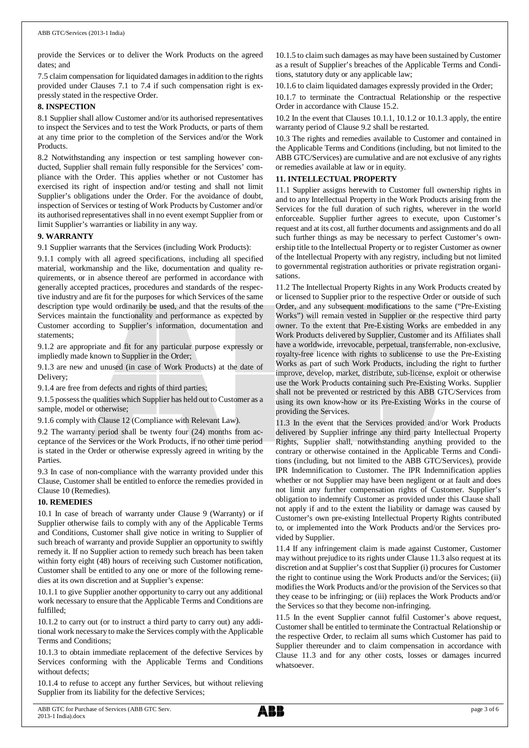provide the Services or to deliver the Work Products on the agreed dates; and

7.5 claim compensation for liquidated damages in addition to the rights provided under Clauses 7.1 to 7.4 if such compensation right is expressly stated in the respective Order.

## 8. INSPECTION

8.1 Supplier shall allow Customer and/or its authorised representatives to inspect the Services and to test the Work Products, or parts of them at any time prior to the completion of the Services and/or the Work Products.

8.2 Notwithstanding any inspection or test sampling however conducted, Supplier shall remain fully responsible for the Services' compliance with the Order. This applies whether or not Customer has exercised its right of inspection and/or testing and shall not limit Supplier's obligations under the Order. For the avoidance of doubt, inspection of Services or testing of Work Products by Customer and/or its authorised representatives shall in no event exempt Supplier from or limit Supplier's warranties or liability in any way.

## 9. WARRANTY

9.1 Supplier warrants that the Services (including Work Products):

9.1.1 comply with all agreed specifications, including all specified material, workmanship and the like, documentation and quality requirements, or in absence thereof are performed in accordance with generally accepted practices, procedures and standards of the respective industry and are fit for the purposes for which Services of the same description type would ordinarily be used, and that the results of the Services maintain the functionality and performance as expected by Customer according to Supplier's information, documentation and statements;

9.1.2 are appropriate and fit for any particular purpose expressly or impliedly made known to Supplier in the Order;

9.1.3 are new and unused (in case of Work Products) at the date of Delivery;

9.1.4 are free from defects and rights of third parties;

9.1.5 possess the qualities which Supplier has held out to Customer as a sample, model or otherwise;

9.1.6 comply with Clause 12 (Compliance with Relevant Law).

9.2 The warranty period shall be twenty four (24) months from acceptance of the Services or the Work Products, if no other time period is stated in the Order or otherwise expressly agreed in writing by the Parties.

9.3 In case of non-compliance with the warranty provided under this Clause, Customer shall be entitled to enforce the remedies provided in Clause 10 (Remedies).

## 10. REMEDIES

10.1 In case of breach of warranty under Clause 9 (Warranty) or if Supplier otherwise fails to comply with any of the Applicable Terms and Conditions, Customer shall give notice in writing to Supplier of such breach of warranty and provide Supplier an opportunity to swiftly remedy it. If no Supplier action to remedy such breach has been taken within forty eight (48) hours of receiving such Customer notification, Customer shall be entitled to any one or more of the following remedies at its own discretion and at Supplier's expense:

10.1.1 to give Supplier another opportunity to carry out any additional work necessary to ensure that the Applicable Terms and Conditions are fulfilled;

10.1.2 to carry out (or to instruct a third party to carry out) any additional work necessary to make the Services comply with the Applicable Terms and Conditions;

10.1.3 to obtain immediate replacement of the defective Services by Services conforming with the Applicable Terms and Conditions without defects;

10.1.4 to refuse to accept any further Services, but without relieving Supplier from its liability for the defective Services;

10.1.5 to claim such damages as may have been sustained by Customer as a result of Supplier's breaches of the Applicable Terms and Conditions, statutory duty or any applicable law;

10.1.6 to claim liquidated damages expressly provided in the Order;

10.1.7 to terminate the Contractual Relationship or the respective Order in accordance with Clause 15.2.

10.2 In the event that Clauses 10.1.1, 10.1.2 or 10.1.3 apply, the entire warranty period of Clause 9.2 shall be restarted.

10.3 The rights and remedies available to Customer and contained in the Applicable Terms and Conditions (including, but not limited to the ABB GTC/Services) are cumulative and are not exclusive of any rights or remedies available at law or in equity.

## 11. INTELLECTUAL PROPERTY

11.1 Supplier assigns herewith to Customer full ownership rights in and to any Intellectual Property in the Work Products arising from the Services for the full duration of such rights, wherever in the world enforceable. Supplier further agrees to execute, upon Customer's request and at its cost, all further documents and assignments and do all such further things as may be necessary to perfect Customer's ownership title to the Intellectual Property or to register Customer as owner of the Intellectual Property with any registry, including but not limited to governmental registration authorities or private registration organisations.

11.2 The Intellectual Property Rights in any Work Products created by or licensed to Supplier prior to the respective Order or outside of such Order, and any subsequent modifications to the same ("Pre-Existing Works") will remain vested in Supplier or the respective third party owner. To the extent that Pre-Existing Works are embedded in any Work Products delivered by Supplier, Customer and its Affiliates shall have a worldwide, irrevocable, perpetual, transferrable, non-exclusive, royalty-free licence with rights to sublicense to use the Pre-Existing Works as part of such Work Products, including the right to further improve, develop, market, distribute, sub-license, exploit or otherwise use the Work Products containing such Pre-Existing Works. Supplier shall not be prevented or restricted by this ABB GTC/Services from using its own know-how or its Pre-Existing Works in the course of providing the Services.

11.3 In the event that the Services provided and/or Work Products delivered by Supplier infringe any third party Intellectual Property Rights, Supplier shall, notwithstanding anything provided to the contrary or otherwise contained in the Applicable Terms and Conditions (including, but not limited to the ABB GTC/Services), provide IPR Indemnification to Customer. The IPR Indemnification applies whether or not Supplier may have been negligent or at fault and does not limit any further compensation rights of Customer. Supplier's obligation to indemnify Customer as provided under this Clause shall not apply if and to the extent the liability or damage was caused by Customer's own pre-existing Intellectual Property Rights contributed to, or implemented into the Work Products and/or the Services provided by Supplier.

11.4 If any infringement claim is made against Customer, Customer may without prejudice to its rights under Clause 11.3 also request at its discretion and at Supplier's cost that Supplier (i) procures for Customer the right to continue using the Work Products and/or the Services; (ii) modifies the Work Products and/or the provision of the Services so that they cease to be infringing; or (iii) replaces the Work Products and/or the Services so that they become non-infringing.

11.5 In the event Supplier cannot fulfil Customer's above request, Customer shall be entitled to terminate the Contractual Relationship or the respective Order, to reclaim all sums which Customer has paid to Supplier thereunder and to claim compensation in accordance with Clause 11.3 and for any other costs, losses or damages incurred whatsoever.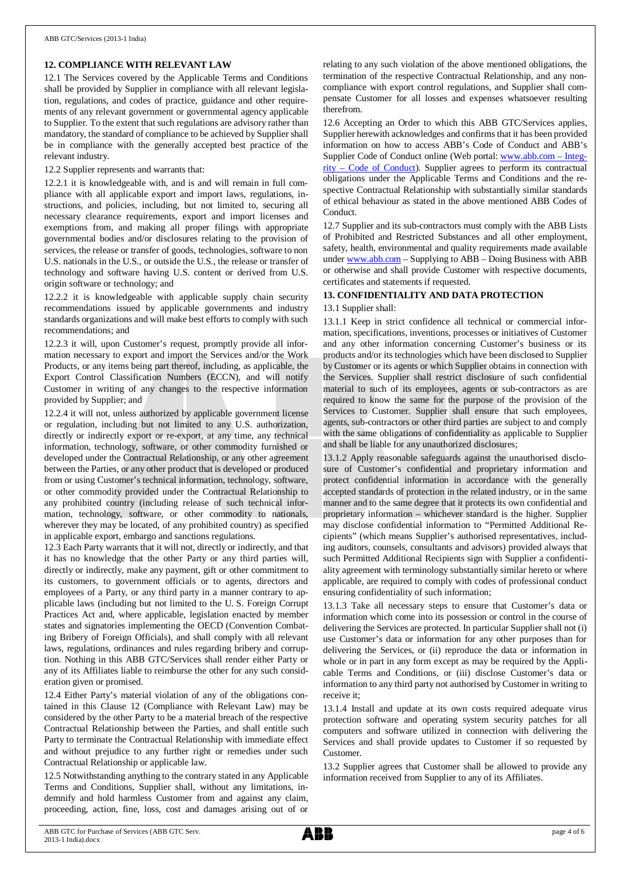## 12. COMPLIANCE WITH RELEVANT LAW

12.1 The Services covered by the Applicable Terms and Conditions shall be provided by Supplier in compliance with all relevant legislation, regulations, and codes of practice, guidance and other requirements of any relevant government or governmental agency applicable to Supplier. To the extent that such regulations are advisory rather than mandatory, the standard of compliance to be achieved by Supplier shall be in compliance with the generally accepted best practice of the relevant industry.

12.2 Supplier represents and warrants that:

12.2.1 it is knowledgeable with, and is and will remain in full compliance with all applicable export and import laws, regulations, instructions, and policies, including, but not limited to, securing all necessary clearance requirements, export and import licenses and exemptions from, and making all proper filings with appropriate governmental bodies and/or disclosures relating to the provision of services, the release or transfer of goods, technologies, software to non U.S. nationals in the U.S., or outside the U.S., the release or transfer of technology and software having U.S. content or derived from U.S. origin software or technology; and

12.2.2 it is knowledgeable with applicable supply chain security recommendations issued by applicable governments and industry standards organizations and will make best efforts to comply with such recommendations; and

12.2.3 it will, upon Customer's request, promptly provide all information necessary to export and import the Services and/or the Work Products, or any items being part thereof, including, as applicable, the Export Control Classification Numbers (ECCN), and will notify Customer in writing of any changes to the respective information provided by Supplier; and

12.2.4 it will not, unless authorized by applicable government license or regulation, including but not limited to any U.S. authorization, directly or indirectly export or re-export, at any time, any technical information, technology, software, or other commodity furnished or developed under the Contractual Relationship, or any other agreement between the Parties, or any other product that is developed or produced from or using Customer's technical information, technology, software, or other commodity provided under the Contractual Relationship to any prohibited country (including release of such technical information, technology, software, or other commodity to nationals, wherever they may be located, of any prohibited country) as specified in applicable export, embargo and sanctions regulations.

12.3 Each Party warrants that it will not, directly or indirectly, and that it has no knowledge that the other Party or any third parties will, directly or indirectly, make any payment, gift or other commitment to its customers, to government officials or to agents, directors and employees of a Party, or any third party in a manner contrary to applicable laws (including but not limited to the U. S. Foreign Corrupt Practices Act and, where applicable, legislation enacted by member states and signatories implementing the OECD (Convention Combating Bribery of Foreign Officials), and shall comply with all relevant laws, regulations, ordinances and rules regarding bribery and corruption. Nothing in this ABB GTC/Services shall render either Party or any of its Affiliates liable to reimburse the other for any such consideration given or promised.

12.4 Either Party's material violation of any of the obligations contained in this Clause 12 (Compliance with Relevant Law) may be considered by the other Party to be a material breach of the respective Contractual Relationship between the Parties, and shall entitle such Party to terminate the Contractual Relationship with immediate effect and without prejudice to any further right or remedies under such Contractual Relationship or applicable law.

12.5 Notwithstanding anything to the contrary stated in any Applicable Terms and Conditions, Supplier shall, without any limitations, indemnify and hold harmless Customer from and against any claim, proceeding, action, fine, loss, cost and damages arising out of or relating to any such violation of the above mentioned obligations, the termination of the respective Contractual Relationship, and any non-compliance with export control regulations, and Supplier shall compensate Customer for all losses and expenses whatsoever resulting therefrom.

12.6 Accepting an Order to which this ABB GTC/Services applies, Supplier herewith acknowledges and confirms that it has been provided information on how to access ABB's Code of Conduct and ABB's Supplier Code of Conduct online (Web portal: www.abb.com – Integrity – Code of Conduct). Supplier agrees to perform its contractual obligations under the Applicable Terms and Conditions and the respective Contractual Relationship with substantially similar standards of ethical behaviour as stated in the above mentioned ABB Codes of Conduct.

12.7 Supplier and its sub-contractors must comply with the ABB Lists of Prohibited and Restricted Substances and all other employment, safety, health, environmental and quality requirements made available under www.abb.com – Supplying to ABB – Doing Business with ABB or otherwise and shall provide Customer with respective documents, certificates and statements if requested.

## 13. CONFIDENTIALITY AND DATA PROTECTION

13.1 Supplier shall:

13.1.1 Keep in strict confidence all technical or commercial information, specifications, inventions, processes or initiatives of Customer and any other information concerning Customer's business or its products and/or its technologies which have been disclosed to Supplier by Customer or its agents or which Supplier obtains in connection with the Services. Supplier shall restrict disclosure of such confidential material to such of its employees, agents or sub-contractors as are required to know the same for the purpose of the provision of the Services to Customer. Supplier shall ensure that such employees, agents, sub-contractors or other third parties are subject to and comply with the same obligations of confidentiality as applicable to Supplier and shall be liable for any unauthorized disclosures;

13.1.2 Apply reasonable safeguards against the unauthorised disclosure of Customer's confidential and proprietary information and protect confidential information in accordance with the generally accepted standards of protection in the related industry, or in the same manner and to the same degree that it protects its own confidential and proprietary information – whichever standard is the higher. Supplier may disclose confidential information to "Permitted Additional Recipients" (which means Supplier's authorised representatives, including auditors, counsels, consultants and advisors) provided always that such Permitted Additional Recipients sign with Supplier a confidentiality agreement with terminology substantially similar hereto or where applicable, are required to comply with codes of professional conduct ensuring confidentiality of such information;

13.1.3 Take all necessary steps to ensure that Customer's data or information which come into its possession or control in the course of delivering the Services are protected. In particular Supplier shall not (i) use Customer's data or information for any other purposes than for delivering the Services, or (ii) reproduce the data or information in whole or in part in any form except as may be required by the Applicable Terms and Conditions, or (iii) disclose Customer's data or information to any third party not authorised by Customer in writing to receive it;

13.1.4 Install and update at its own costs required adequate virus protection software and operating system security patches for all computers and software utilized in connection with delivering the Services and shall provide updates to Customer if so requested by Customer.

13.2 Supplier agrees that Customer shall be allowed to provide any information received from Supplier to any of its Affiliates.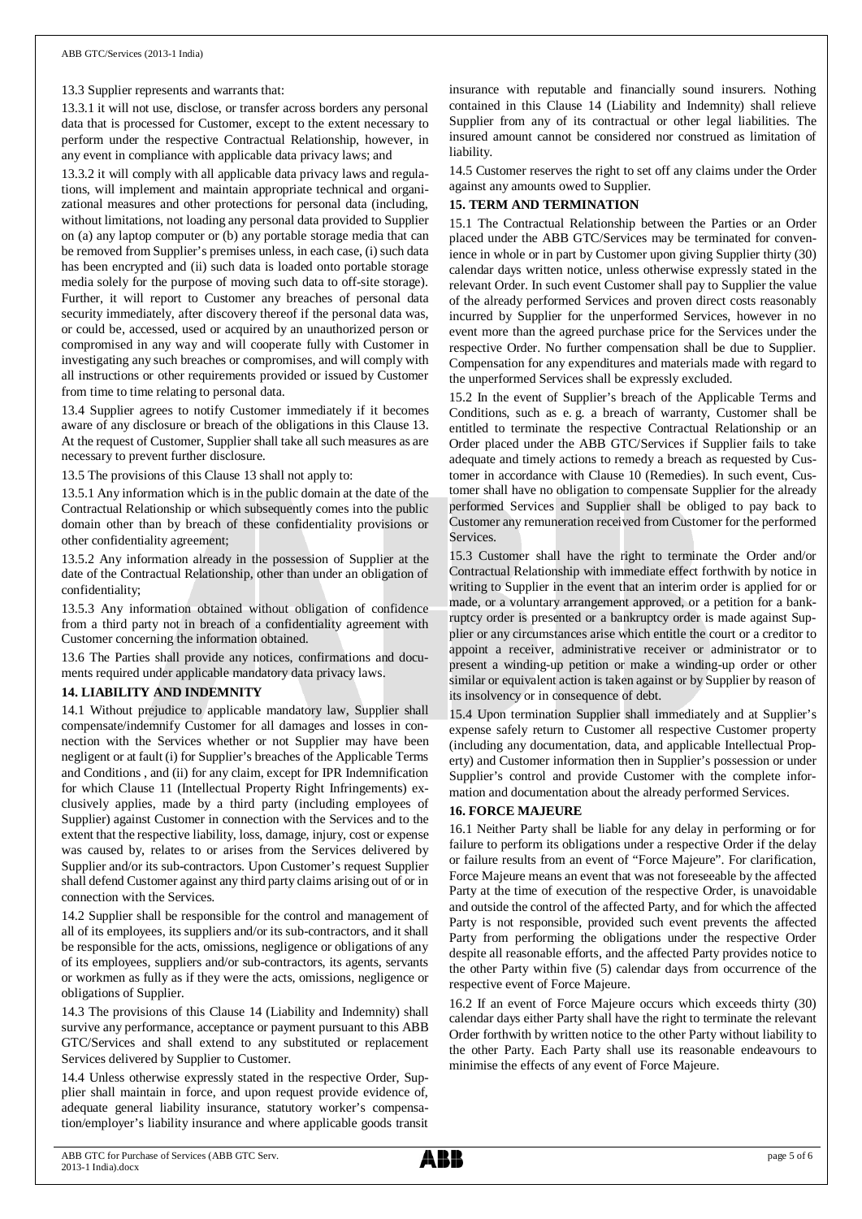13.3 Supplier represents and warrants that:

13.3.1 it will not use, disclose, or transfer across borders any personal data that is processed for Customer, except to the extent necessary to perform under the respective Contractual Relationship, however, in any event in compliance with applicable data privacy laws; and

13.3.2 it will comply with all applicable data privacy laws and regulations, will implement and maintain appropriate technical and organizational measures and other protections for personal data (including, without limitations, not loading any personal data provided to Supplier on (a) any laptop computer or (b) any portable storage media that can be removed from Supplier's premises unless, in each case, (i) such data has been encrypted and (ii) such data is loaded onto portable storage media solely for the purpose of moving such data to off-site storage). Further, it will report to Customer any breaches of personal data security immediately, after discovery thereof if the personal data was, or could be, accessed, used or acquired by an unauthorized person or compromised in any way and will cooperate fully with Customer in investigating any such breaches or compromises, and will comply with all instructions or other requirements provided or issued by Customer from time to time relating to personal data.

13.4 Supplier agrees to notify Customer immediately if it becomes aware of any disclosure or breach of the obligations in this Clause 13. At the request of Customer, Supplier shall take all such measures as are necessary to prevent further disclosure.

13.5 The provisions of this Clause 13 shall not apply to:

13.5.1 Any information which is in the public domain at the date of the Contractual Relationship or which subsequently comes into the public domain other than by breach of these confidentiality provisions or other confidentiality agreement;

13.5.2 Any information already in the possession of Supplier at the date of the Contractual Relationship, other than under an obligation of confidentiality;

13.5.3 Any information obtained without obligation of confidence from a third party not in breach of a confidentiality agreement with Customer concerning the information obtained.

13.6 The Parties shall provide any notices, confirmations and documents required under applicable mandatory data privacy laws.

## 14. LIABILITY AND INDEMNITY

14.1 Without prejudice to applicable mandatory law, Supplier shall compensate/indemnify Customer for all damages and losses in connection with the Services whether or not Supplier may have been negligent or at fault (i) for Supplier's breaches of the Applicable Terms and Conditions , and (ii) for any claim, except for IPR Indemnification for which Clause 11 (Intellectual Property Right Infringements) exclusively applies, made by a third party (including employees of Supplier) against Customer in connection with the Services and to the extent that the respective liability, loss, damage, injury, cost or expense was caused by, relates to or arises from the Services delivered by Supplier and/or its sub-contractors. Upon Customer's request Supplier shall defend Customer against any third party claims arising out of or in connection with the Services.

14.2 Supplier shall be responsible for the control and management of all of its employees, its suppliers and/or its sub-contractors, and it shall be responsible for the acts, omissions, negligence or obligations of any of its employees, suppliers and/or sub-contractors, its agents, servants or workmen as fully as if they were the acts, omissions, negligence or obligations of Supplier.

14.3 The provisions of this Clause 14 (Liability and Indemnity) shall survive any performance, acceptance or payment pursuant to this ABB GTC/Services and shall extend to any substituted or replacement Services delivered by Supplier to Customer.

14.4 Unless otherwise expressly stated in the respective Order, Supplier shall maintain in force, and upon request provide evidence of, adequate general liability insurance, statutory worker's compensation/employer's liability insurance and where applicable goods transit insurance with reputable and financially sound insurers. Nothing contained in this Clause 14 (Liability and Indemnity) shall relieve Supplier from any of its contractual or other legal liabilities. The insured amount cannot be considered nor construed as limitation of liability.

14.5 Customer reserves the right to set off any claims under the Order against any amounts owed to Supplier.

## 15. TERM AND TERMINATION

15.1 The Contractual Relationship between the Parties or an Order placed under the ABB GTC/Services may be terminated for convenience in whole or in part by Customer upon giving Supplier thirty (30) calendar days written notice, unless otherwise expressly stated in the relevant Order. In such event Customer shall pay to Supplier the value of the already performed Services and proven direct costs reasonably incurred by Supplier for the unperformed Services, however in no event more than the agreed purchase price for the Services under the respective Order. No further compensation shall be due to Supplier. Compensation for any expenditures and materials made with regard to the unperformed Services shall be expressly excluded.

15.2 In the event of Supplier's breach of the Applicable Terms and Conditions, such as e. g. a breach of warranty, Customer shall be entitled to terminate the respective Contractual Relationship or an Order placed under the ABB GTC/Services if Supplier fails to take adequate and timely actions to remedy a breach as requested by Customer in accordance with Clause 10 (Remedies). In such event, Customer shall have no obligation to compensate Supplier for the already performed Services and Supplier shall be obliged to pay back to Customer any remuneration received from Customer for the performed Services.

15.3 Customer shall have the right to terminate the Order and/or Contractual Relationship with immediate effect forthwith by notice in writing to Supplier in the event that an interim order is applied for or made, or a voluntary arrangement approved, or a petition for a bankruptcy order is presented or a bankruptcy order is made against Supplier or any circumstances arise which entitle the court or a creditor to appoint a receiver, administrative receiver or administrator or to present a winding-up petition or make a winding-up order or other similar or equivalent action is taken against or by Supplier by reason of its insolvency or in consequence of debt.

15.4 Upon termination Supplier shall immediately and at Supplier's expense safely return to Customer all respective Customer property (including any documentation, data, and applicable Intellectual Property) and Customer information then in Supplier's possession or under Supplier's control and provide Customer with the complete information and documentation about the already performed Services.

## 16. FORCE MAJEURE

16.1 Neither Party shall be liable for any delay in performing or for failure to perform its obligations under a respective Order if the delay or failure results from an event of "Force Majeure". For clarification, Force Majeure means an event that was not foreseeable by the affected Party at the time of execution of the respective Order, is unavoidable and outside the control of the affected Party, and for which the affected Party is not responsible, provided such event prevents the affected Party from performing the obligations under the respective Order despite all reasonable efforts, and the affected Party provides notice to the other Party within five (5) calendar days from occurrence of the respective event of Force Majeure.

16.2 If an event of Force Majeure occurs which exceeds thirty (30) calendar days either Party shall have the right to terminate the relevant Order forthwith by written notice to the other Party without liability to the other Party. Each Party shall use its reasonable endeavours to minimise the effects of any event of Force Majeure.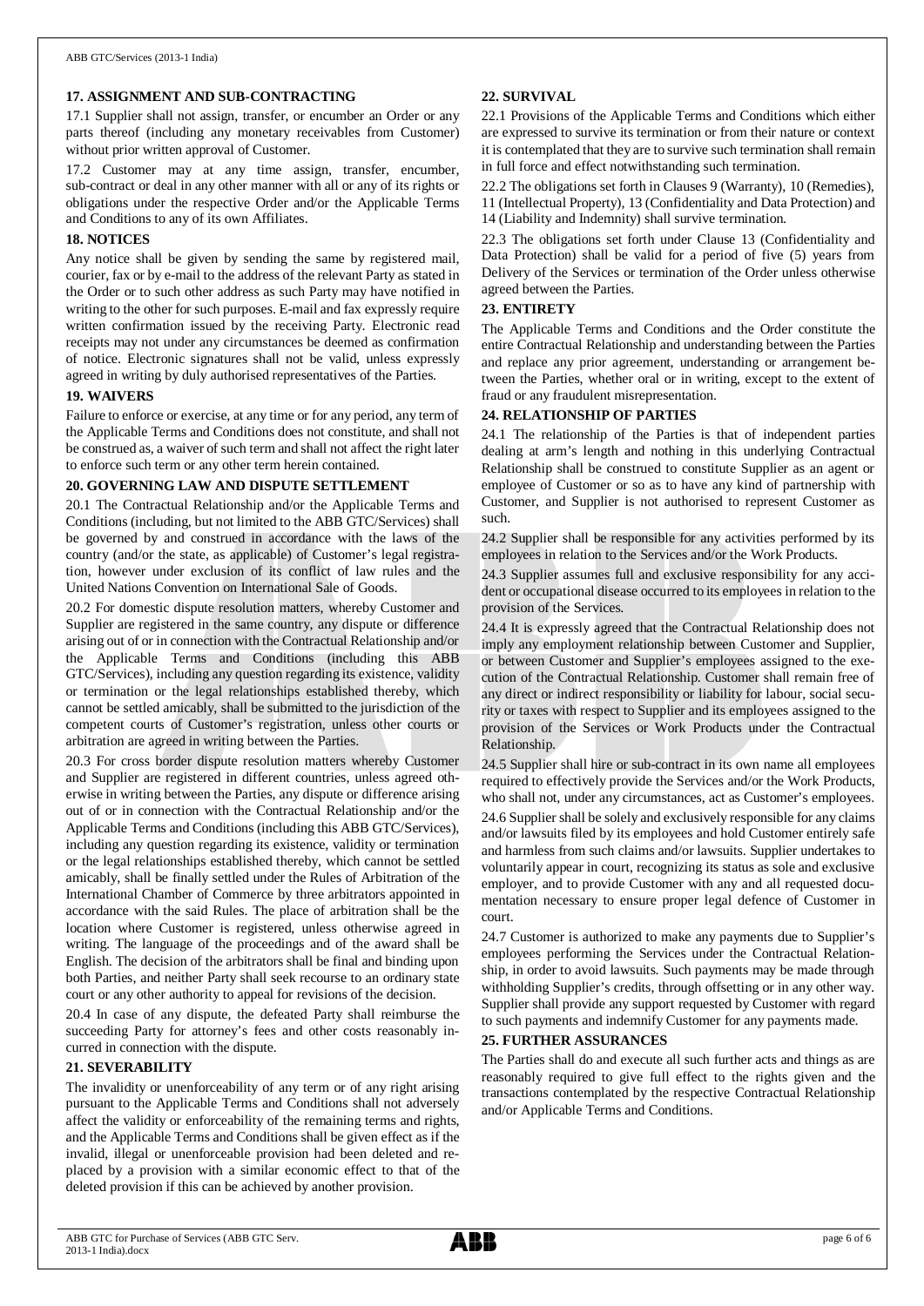## 17. ASSIGNMENT AND SUB-CONTRACTING

17.1 Supplier shall not assign, transfer, or encumber an Order or any parts thereof (including any monetary receivables from Customer) without prior written approval of Customer.

17.2 Customer may at any time assign, transfer, encumber, sub-contract or deal in any other manner with all or any of its rights or obligations under the respective Order and/or the Applicable Terms and Conditions to any of its own Affiliates.

## 18. NOTICES

Any notice shall be given by sending the same by registered mail, courier, fax or by e-mail to the address of the relevant Party as stated in the Order or to such other address as such Party may have notified in writing to the other for such purposes. E-mail and fax expressly require written confirmation issued by the receiving Party. Electronic read receipts may not under any circumstances be deemed as confirmation of notice. Electronic signatures shall not be valid, unless expressly agreed in writing by duly authorised representatives of the Parties.

## 19. WAIVERS

Failure to enforce or exercise, at any time or for any period, any term of the Applicable Terms and Conditions does not constitute, and shall not be construed as, a waiver of such term and shall not affect the right later to enforce such term or any other term herein contained.

## 20. GOVERNING LAW AND DISPUTE SETTLEMENT

20.1 The Contractual Relationship and/or the Applicable Terms and Conditions (including, but not limited to the ABB GTC/Services) shall be governed by and construed in accordance with the laws of the country (and/or the state, as applicable) of Customer's legal registration, however under exclusion of its conflict of law rules and the United Nations Convention on International Sale of Goods.

20.2 For domestic dispute resolution matters, whereby Customer and Supplier are registered in the same country, any dispute or difference arising out of or in connection with the Contractual Relationship and/or the Applicable Terms and Conditions (including this ABB GTC/Services), including any question regarding its existence, validity or termination or the legal relationships established thereby, which cannot be settled amicably, shall be submitted to the jurisdiction of the competent courts of Customer's registration, unless other courts or arbitration are agreed in writing between the Parties.

20.3 For cross border dispute resolution matters whereby Customer and Supplier are registered in different countries, unless agreed otherwise in writing between the Parties, any dispute or difference arising out of or in connection with the Contractual Relationship and/or the Applicable Terms and Conditions (including this ABB GTC/Services), including any question regarding its existence, validity or termination or the legal relationships established thereby, which cannot be settled amicably, shall be finally settled under the Rules of Arbitration of the International Chamber of Commerce by three arbitrators appointed in accordance with the said Rules. The place of arbitration shall be the location where Customer is registered, unless otherwise agreed in writing. The language of the proceedings and of the award shall be English. The decision of the arbitrators shall be final and binding upon both Parties, and neither Party shall seek recourse to an ordinary state court or any other authority to appeal for revisions of the decision.

20.4 In case of any dispute, the defeated Party shall reimburse the succeeding Party for attorney's fees and other costs reasonably incurred in connection with the dispute.

## 21. SEVERABILITY

The invalidity or unenforceability of any term or of any right arising pursuant to the Applicable Terms and Conditions shall not adversely affect the validity or enforceability of the remaining terms and rights, and the Applicable Terms and Conditions shall be given effect as if the invalid, illegal or unenforceable provision had been deleted and replaced by a provision with a similar economic effect to that of the deleted provision if this can be achieved by another provision.

## 22. SURVIVAL

22.1 Provisions of the Applicable Terms and Conditions which either are expressed to survive its termination or from their nature or context it is contemplated that they are to survive such termination shall remain in full force and effect notwithstanding such termination.

22.2 The obligations set forth in Clauses 9 (Warranty), 10 (Remedies), 11 (Intellectual Property), 13 (Confidentiality and Data Protection) and 14 (Liability and Indemnity) shall survive termination.

22.3 The obligations set forth under Clause 13 (Confidentiality and Data Protection) shall be valid for a period of five (5) years from Delivery of the Services or termination of the Order unless otherwise agreed between the Parties.

## 23. ENTIRETY

The Applicable Terms and Conditions and the Order constitute the entire Contractual Relationship and understanding between the Parties and replace any prior agreement, understanding or arrangement between the Parties, whether oral or in writing, except to the extent of fraud or any fraudulent misrepresentation.

## 24. RELATIONSHIP OF PARTIES

24.1 The relationship of the Parties is that of independent parties dealing at arm's length and nothing in this underlying Contractual Relationship shall be construed to constitute Supplier as an agent or employee of Customer or so as to have any kind of partnership with Customer, and Supplier is not authorised to represent Customer as such.

24.2 Supplier shall be responsible for any activities performed by its employees in relation to the Services and/or the Work Products.

24.3 Supplier assumes full and exclusive responsibility for any accident or occupational disease occurred to its employees in relation to the provision of the Services.

24.4 It is expressly agreed that the Contractual Relationship does not imply any employment relationship between Customer and Supplier, or between Customer and Supplier's employees assigned to the execution of the Contractual Relationship. Customer shall remain free of any direct or indirect responsibility or liability for labour, social security or taxes with respect to Supplier and its employees assigned to the provision of the Services or Work Products under the Contractual Relationship.

24.5 Supplier shall hire or sub-contract in its own name all employees required to effectively provide the Services and/or the Work Products, who shall not, under any circumstances, act as Customer's employees.

24.6 Supplier shall be solely and exclusively responsible for any claims and/or lawsuits filed by its employees and hold Customer entirely safe and harmless from such claims and/or lawsuits. Supplier undertakes to voluntarily appear in court, recognizing its status as sole and exclusive employer, and to provide Customer with any and all requested documentation necessary to ensure proper legal defence of Customer in court.

24.7 Customer is authorized to make any payments due to Supplier's employees performing the Services under the Contractual Relationship, in order to avoid lawsuits. Such payments may be made through withholding Supplier's credits, through offsetting or in any other way. Supplier shall provide any support requested by Customer with regard to such payments and indemnify Customer for any payments made.

## 25. FURTHER ASSURANCES

The Parties shall do and execute all such further acts and things as are reasonably required to give full effect to the rights given and the transactions contemplated by the respective Contractual Relationship and/or Applicable Terms and Conditions.